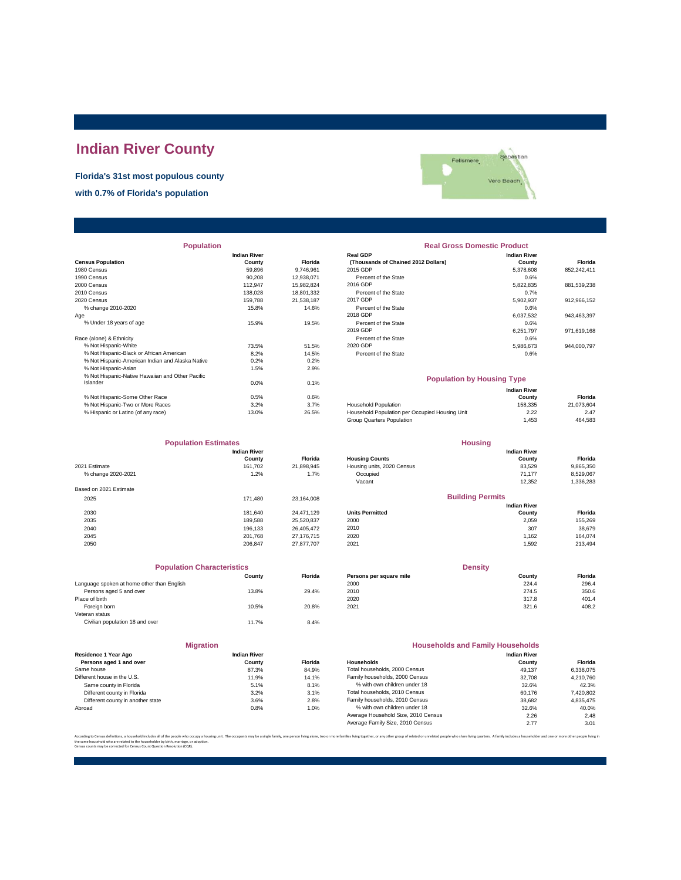# Indian River County

**Florida's 31st most populous county**

**with 0.7% of Florida's population**

## Population

| Census Population | Indian River County | Florida |
|---|---|---|
| 1980 Census | 59,896 | 9,746,961 |
| 1990 Census | 90,208 | 12,938,071 |
| 2000 Census | 112,947 | 15,982,824 |
| 2010 Census | 138,028 | 18,801,332 |
| 2020 Census | 159,788 | 21,538,187 |
| % change 2010-2020 | 15.8% | 14.6% |
| Age | | |
| % Under 18 years of age | 15.9% | 19.5% |
| Race (alone) & Ethnicity | | |
| % Not Hispanic-White | 73.5% | 51.5% |
| % Not Hispanic-Black or African American | 8.2% | 14.5% |
| % Not Hispanic-American Indian and Alaska Native | 0.2% | 0.2% |
| % Not Hispanic-Asian | 1.5% | 2.9% |
| % Not Hispanic-Native Hawaiian and Other Pacific Islander | 0.0% | 0.1% |
| % Not Hispanic-Some Other Race | 0.5% | 0.6% |
| % Not Hispanic-Two or More Races | 3.2% | 3.7% |
| % Hispanic or Latino (of any race) | 13.0% | 26.5% |

## Real Gross Domestic Product

| Real GDP (Thousands of Chained 2012 Dollars) | Indian River County | Florida |
|---|---|---|
| 2015 GDP | 5,378,608 | 852,242,411 |
| Percent of the State | 0.6% | |
| 2016 GDP | 5,822,835 | 881,539,238 |
| Percent of the State | 0.7% | |
| 2017 GDP | 5,902,937 | 912,966,152 |
| Percent of the State | 0.6% | |
| 2018 GDP | 6,037,532 | 943,463,397 |
| Percent of the State | 0.6% | |
| 2019 GDP | 6,251,797 | 971,619,168 |
| Percent of the State | 0.6% | |
| 2020 GDP | 5,986,673 | 944,000,797 |
| Percent of the State | 0.6% | |

## Population by Housing Type

| | Indian River County | Florida |
|---|---|---|
| Household Population | 158,335 | 21,073,604 |
| Household Population per Occupied Housing Unit | 2.22 | 2.47 |
| Group Quarters Population | 1,453 | 464,583 |

## Population Estimates

| | Indian River County | Florida |
|---|---|---|
| 2021 Estimate | 161,702 | 21,898,945 |
| % change 2020-2021 | 1.2% | 1.7% |
| Based on 2021 Estimate | | |
| 2025 | 171,480 | 23,164,008 |
| 2030 | 181,640 | 24,471,129 |
| 2035 | 189,588 | 25,520,837 |
| 2040 | 196,133 | 26,405,472 |
| 2045 | 201,768 | 27,176,715 |
| 2050 | 206,847 | 27,877,707 |

## Housing

| Housing Counts | Indian River County | Florida |
|---|---|---|
| Housing units, 2020 Census | 83,529 | 9,865,350 |
| Occupied | 71,177 | 8,529,067 |
| Vacant | 12,352 | 1,336,283 |

## Building Permits

| Units Permitted | Indian River County | Florida |
|---|---|---|
| 2000 | 2,059 | 155,269 |
| 2010 | 307 | 38,679 |
| 2020 | 1,162 | 164,074 |
| 2021 | 1,592 | 213,494 |

## Population Characteristics

| | County | Florida |
|---|---|---|
| Language spoken at home other than English | | |
| Persons aged 5 and over | 13.8% | 29.4% |
| Place of birth | | |
| Foreign born | 10.5% | 20.8% |
| Veteran status | | |
| Civilian population 18 and over | 11.7% | 8.4% |

## Density

| Persons per square mile | County | Florida |
|---|---|---|
| 2000 | 224.4 | 296.4 |
| 2010 | 274.5 | 350.6 |
| 2020 | 317.8 | 401.4 |
| 2021 | 321.6 | 408.2 |

## Migration

| Residence 1 Year Ago Persons aged 1 and over | Indian River County | Florida |
|---|---|---|
| Same house | 87.3% | 84.9% |
| Different house in the U.S. | 11.9% | 14.1% |
| Same county in Florida | 5.1% | 8.1% |
| Different county in Florida | 3.2% | 3.1% |
| Different county in another state | 3.6% | 2.8% |
| Abroad | 0.8% | 1.0% |

## Households and Family Households

| Households | Indian River County | Florida |
|---|---|---|
| Total households, 2000 Census | 49,137 | 6,338,075 |
| Family households, 2000 Census | 32,708 | 4,210,760 |
| % with own children under 18 | 32.6% | 42.3% |
| Total households, 2010 Census | 60,176 | 7,420,802 |
| Family households, 2010 Census | 38,682 | 4,835,475 |
| % with own children under 18 | 32.6% | 40.0% |
| Average Household Size, 2010 Census | 2.26 | 2.48 |
| Average Family Size, 2010 Census | 2.77 | 3.01 |

According to Census definitions, a household includes all of the people who occupy a housing unit. The occupants may be a single family, one person living alone, two or more families living together, or any other group of related or unrelated people who share living quarters. A family includes a householder and one or more other people living in the same household who are related to the householder by birth, marriage, or adoption.
Census counts may be corrected for Census Count Question Resolution (CQR).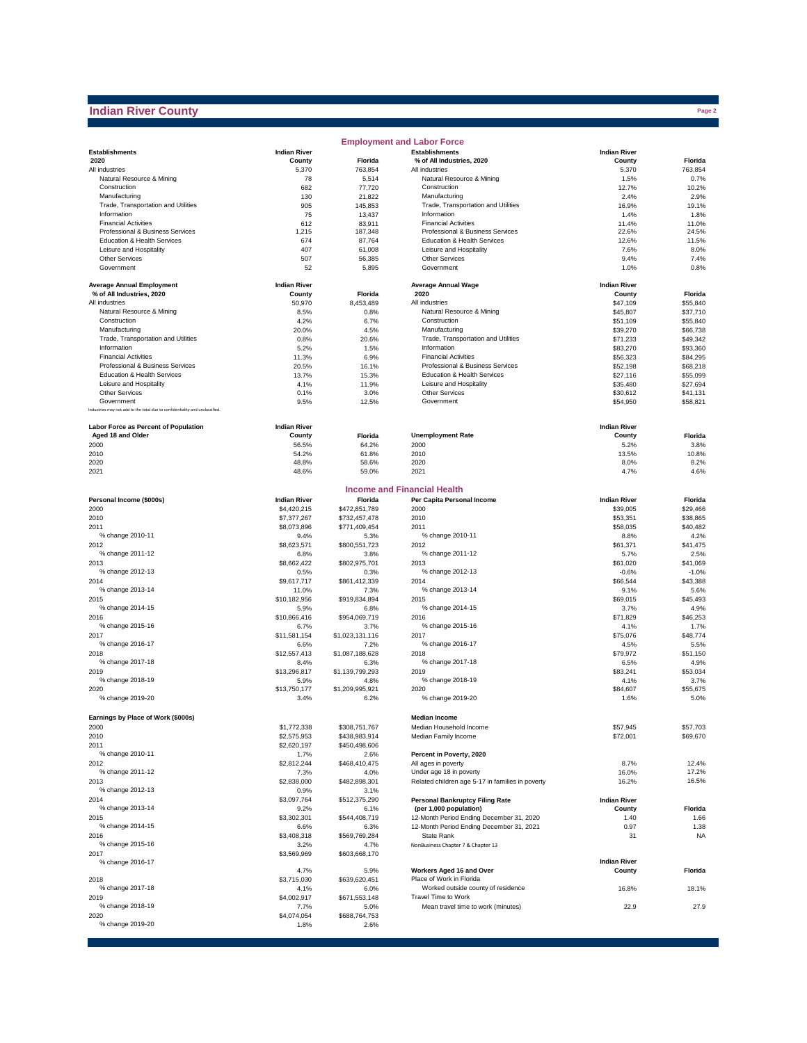# Indian River County

## Employment and Labor Force

| Establishments 2020 | Indian River County | Florida |
|---|---|---|
| All industries | 5,370 | 763,854 |
| Natural Resource & Mining | 78 | 5,514 |
| Construction | 682 | 77,720 |
| Manufacturing | 130 | 21,822 |
| Trade, Transportation and Utilities | 905 | 145,853 |
| Information | 75 | 13,437 |
| Financial Activities | 612 | 83,911 |
| Professional & Business Services | 1,215 | 187,348 |
| Education & Health Services | 674 | 87,764 |
| Leisure and Hospitality | 407 | 61,008 |
| Other Services | 507 | 56,385 |
| Government | 52 | 5,895 |

| Establishments % of All Industries, 2020 | Indian River County | Florida |
|---|---|---|
| All industries | 5,370 | 763,854 |
| Natural Resource & Mining | 1.5% | 0.7% |
| Construction | 12.7% | 10.2% |
| Manufacturing | 2.4% | 2.9% |
| Trade, Transportation and Utilities | 16.9% | 19.1% |
| Information | 1.4% | 1.8% |
| Financial Activities | 11.4% | 11.0% |
| Professional & Business Services | 22.6% | 24.5% |
| Education & Health Services | 12.6% | 11.5% |
| Leisure and Hospitality | 7.6% | 8.0% |
| Other Services | 9.4% | 7.4% |
| Government | 1.0% | 0.8% |

| Average Annual Employment % of All Industries, 2020 | Indian River County | Florida |
|---|---|---|
| All industries | 50,970 | 8,453,489 |
| Natural Resource & Mining | 8.5% | 0.8% |
| Construction | 4.2% | 6.7% |
| Manufacturing | 20.0% | 4.5% |
| Trade, Transportation and Utilities | 0.8% | 20.6% |
| Information | 5.2% | 1.5% |
| Financial Activities | 11.3% | 6.9% |
| Professional & Business Services | 20.5% | 16.1% |
| Education & Health Services | 13.7% | 15.3% |
| Leisure and Hospitality | 4.1% | 11.9% |
| Other Services | 0.1% | 3.0% |
| Government | 9.5% | 12.5% |

Industries may not add to the total due to confidentiality and unclassified.

| Average Annual Wage 2020 | Indian River County | Florida |
|---|---|---|
| All industries | $47,109 | $55,840 |
| Natural Resource & Mining | $45,807 | $37,710 |
| Construction | $51,109 | $55,840 |
| Manufacturing | $39,270 | $66,738 |
| Trade, Transportation and Utilities | $71,233 | $49,342 |
| Information | $83,270 | $93,360 |
| Financial Activities | $56,323 | $84,295 |
| Professional & Business Services | $52,198 | $68,218 |
| Education & Health Services | $27,116 | $55,099 |
| Leisure and Hospitality | $35,480 | $27,694 |
| Other Services | $30,612 | $41,131 |
| Government | $54,950 | $58,821 |

| Labor Force as Percent of Population Aged 18 and Older | Indian River County | Florida |
|---|---|---|
| 2000 | 56.5% | 64.2% |
| 2010 | 54.2% | 61.8% |
| 2020 | 48.8% | 58.6% |
| 2021 | 48.6% | 59.0% |

| Unemployment Rate | Indian River County | Florida |
|---|---|---|
| 2000 | 5.2% | 3.8% |
| 2010 | 13.5% | 10.8% |
| 2020 | 8.0% | 8.2% |
| 2021 | 4.7% | 4.6% |

## Income and Financial Health

| Personal Income ($000s) | Indian River | Florida |
|---|---|---|
| 2000 | $4,420,215 | $472,851,789 |
| 2010 | $7,377,267 | $732,457,478 |
| 2011 | $8,073,896 | $771,409,454 |
| % change 2010-11 | 9.4% | 5.3% |
| 2012 | $8,623,571 | $800,551,723 |
| % change 2011-12 | 6.8% | 3.8% |
| 2013 | $8,662,422 | $802,975,701 |
| % change 2012-13 | 0.5% | 0.3% |
| 2014 | $9,617,717 | $861,412,339 |
| % change 2013-14 | 11.0% | 7.3% |
| 2015 | $10,182,956 | $919,834,894 |
| % change 2014-15 | 5.9% | 6.8% |
| 2016 | $10,866,416 | $954,069,719 |
| % change 2015-16 | 6.7% | 3.7% |
| 2017 | $11,581,154 | $1,023,131,116 |
| % change 2016-17 | 6.6% | 7.2% |
| 2018 | $12,557,413 | $1,087,188,628 |
| % change 2017-18 | 8.4% | 6.3% |
| 2019 | $13,296,817 | $1,139,799,293 |
| % change 2018-19 | 5.9% | 4.8% |
| 2020 | $13,750,177 | $1,209,995,921 |
| % change 2019-20 | 3.4% | 6.2% |

| Per Capita Personal Income | Indian River | Florida |
|---|---|---|
| 2000 | $39,005 | $29,466 |
| 2010 | $53,351 | $38,865 |
| 2011 | $58,035 | $40,482 |
| % change 2010-11 | 8.8% | 4.2% |
| 2012 | $61,371 | $41,475 |
| % change 2011-12 | 5.7% | 2.5% |
| 2013 | $61,020 | $41,069 |
| % change 2012-13 | -0.6% | -1.0% |
| 2014 | $66,544 | $43,388 |
| % change 2013-14 | 9.1% | 5.6% |
| 2015 | $69,015 | $45,493 |
| % change 2014-15 | 3.7% | 4.9% |
| 2016 | $71,829 | $46,253 |
| % change 2015-16 | 4.1% | 1.7% |
| 2017 | $75,076 | $48,774 |
| % change 2016-17 | 4.5% | 5.5% |
| 2018 | $79,972 | $51,150 |
| % change 2017-18 | 6.5% | 4.9% |
| 2019 | $83,241 | $53,034 |
| % change 2018-19 | 4.1% | 3.7% |
| 2020 | $84,607 | $55,675 |
| % change 2019-20 | 1.6% | 5.0% |

| Earnings by Place of Work ($000s) | Indian River | Florida |
|---|---|---|
| 2000 | $1,772,338 | $308,751,767 |
| 2010 | $2,575,953 | $438,983,914 |
| 2011 | $2,620,197 | $450,498,606 |
| % change 2010-11 | 1.7% | 2.6% |
| 2012 | $2,812,244 | $468,410,475 |
| % change 2011-12 | 7.3% | 4.0% |
| 2013 | $2,838,000 | $482,898,301 |
| % change 2012-13 | 0.9% | 3.1% |
| 2014 | $3,097,764 | $512,375,290 |
| % change 2013-14 | 9.2% | 6.1% |
| 2015 | $3,302,301 | $544,408,719 |
| % change 2014-15 | 6.6% | 6.3% |
| 2016 | $3,408,318 | $569,769,284 |
| % change 2015-16 | 3.2% | 4.7% |
| 2017 | $3,569,969 | $603,668,170 |
| % change 2016-17 | 4.7% | 5.9% |
| 2018 | $3,715,030 | $639,620,451 |
| % change 2017-18 | 4.1% | 6.0% |
| 2019 | $4,002,917 | $671,553,148 |
| % change 2018-19 | 7.7% | 5.0% |
| 2020 | $4,074,054 | $688,764,753 |
| % change 2019-20 | 1.8% | 2.6% |

| Median Income | Indian River | Florida |
|---|---|---|
| Median Household Income | $57,945 | $57,703 |
| Median Family Income | $72,001 | $69,670 |

| Percent in Poverty, 2020 | Indian River | Florida |
|---|---|---|
| All ages in poverty | 8.7% | 12.4% |
| Under age 18 in poverty | 16.0% | 17.2% |
| Related children age 5-17 in families in poverty | 16.2% | 16.5% |

| Personal Bankruptcy Filing Rate (per 1,000 population) | Indian River County | Florida |
|---|---|---|
| 12-Month Period Ending December 31, 2020 | 1.40 | 1.66 |
| 12-Month Period Ending December 31, 2021 | 0.97 | 1.38 |
| State Rank | 31 | NA |

NonBusiness Chapter 7 & Chapter 13

| Workers Aged 16 and Over | Indian River County | Florida |
|---|---|---|
| Place of Work in Florida | | |
| Worked outside county of residence | 16.8% | 18.1% |
| Travel Time to Work | | |
| Mean travel time to work (minutes) | 22.9 | 27.9 |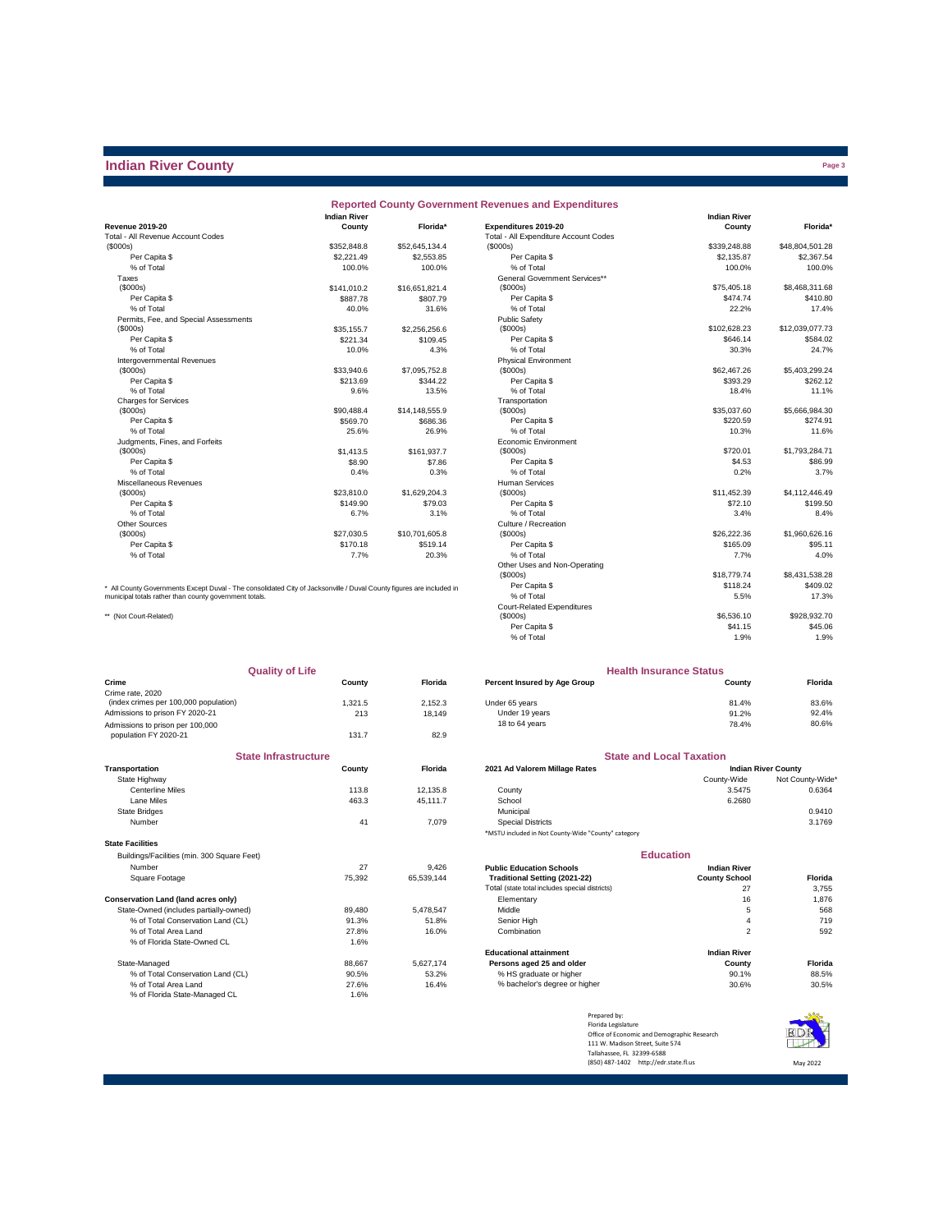# Indian River County

## Reported County Government Revenues and Expenditures

| Revenue 2019-20 | Indian River County | Florida* |
|---|---|---|
| Total - All Revenue Account Codes | | |
| ($000s) | $352,848.8 | $52,645,134.4 |
| Per Capita $ | $2,221.49 | $2,553.85 |
| % of Total | 100.0% | 100.0% |
| Taxes | | |
| ($000s) | $141,010.2 | $16,651,821.4 |
| Per Capita $ | $887.78 | $807.79 |
| % of Total | 40.0% | 31.6% |
| Permits, Fee, and Special Assessments | | |
| ($000s) | $35,155.7 | $2,256,256.6 |
| Per Capita $ | $221.34 | $109.45 |
| % of Total | 10.0% | 4.3% |
| Intergovernmental Revenues | | |
| ($000s) | $33,940.6 | $7,095,752.8 |
| Per Capita $ | $213.69 | $344.22 |
| % of Total | 9.6% | 13.5% |
| Charges for Services | | |
| ($000s) | $90,488.4 | $14,148,555.9 |
| Per Capita $ | $569.70 | $686.36 |
| % of Total | 25.6% | 26.9% |
| Judgments, Fines, and Forfeits | | |
| ($000s) | $1,413.5 | $161,937.7 |
| Per Capita $ | $8.90 | $7.86 |
| % of Total | 0.4% | 0.3% |
| Miscellaneous Revenues | | |
| ($000s) | $23,810.0 | $1,629,204.3 |
| Per Capita $ | $149.90 | $79.03 |
| % of Total | 6.7% | 3.1% |
| Other Sources | | |
| ($000s) | $27,030.5 | $10,701,605.8 |
| Per Capita $ | $170.18 | $519.14 |
| % of Total | 7.7% | 20.3% |

| Expenditures 2019-20 | Indian River County | Florida* |
|---|---|---|
| Total - All Expenditure Account Codes | | |
| ($000s) | $339,248.88 | $48,804,501.28 |
| Per Capita $ | $2,135.87 | $2,367.54 |
| % of Total | 100.0% | 100.0% |
| General Government Services** | | |
| ($000s) | $75,405.18 | $8,468,311.68 |
| Per Capita $ | $474.74 | $410.80 |
| % of Total | 22.2% | 17.4% |
| Public Safety | | |
| ($000s) | $102,628.23 | $12,039,077.73 |
| Per Capita $ | $646.14 | $584.02 |
| % of Total | 30.3% | 24.7% |
| Physical Environment | | |
| ($000s) | $62,467.26 | $5,403,299.24 |
| Per Capita $ | $393.29 | $262.12 |
| % of Total | 18.4% | 11.1% |
| Transportation | | |
| ($000s) | $35,037.60 | $5,666,984.30 |
| Per Capita $ | $220.59 | $274.91 |
| % of Total | 10.3% | 11.6% |
| Economic Environment | | |
| ($000s) | $720.01 | $1,793,284.71 |
| Per Capita $ | $4.53 | $86.99 |
| % of Total | 0.2% | 3.7% |
| Human Services | | |
| ($000s) | $11,452.39 | $4,112,446.49 |
| Per Capita $ | $72.10 | $199.50 |
| % of Total | 3.4% | 8.4% |
| Culture / Recreation | | |
| ($000s) | $26,222.36 | $1,960,626.16 |
| Per Capita $ | $165.09 | $95.11 |
| % of Total | 7.7% | 4.0% |
| Other Uses and Non-Operating | | |
| ($000s) | $18,779.74 | $8,431,538.28 |
| Per Capita $ | $118.24 | $409.02 |
| % of Total | 5.5% | 17.3% |
| Court-Related Expenditures | | |
| ($000s) | $6,536.10 | $928,932.70 |
| Per Capita $ | $41.15 | $45.06 |
| % of Total | 1.9% | 1.9% |

\* All County Governments Except Duval - The consolidated City of Jacksonville / Duval County figures are included in municipal totals rather than county government totals.

** (Not Court-Related)

## Quality of Life

| Crime | County | Florida |
|---|---|---|
| Crime rate, 2020 (index crimes per 100,000 population) | 1,321.5 | 2,152.3 |
| Admissions to prison FY 2020-21 | 213 | 18,149 |
| Admissions to prison per 100,000 population FY 2020-21 | 131.7 | 82.9 |

## Health Insurance Status

| Percent Insured by Age Group | County | Florida |
|---|---|---|
| Under 65 years | 81.4% | 83.6% |
| Under 19 years | 91.2% | 92.4% |
| 18 to 64 years | 78.4% | 80.6% |

## State Infrastructure

| Transportation | County | Florida |
|---|---|---|
| State Highway | | |
| Centerline Miles | 113.8 | 12,135.8 |
| Lane Miles | 463.3 | 45,111.7 |
| State Bridges | | |
| Number | 41 | 7,079 |
| **State Facilities** | | |
| Buildings/Facilities (min. 300 Square Feet) | | |
| Number | 27 | 9,426 |
| Square Footage | 75,392 | 65,539,144 |
| **Conservation Land (land acres only)** | | |
| State-Owned (includes partially-owned) | 89,480 | 5,478,547 |
| % of Total Conservation Land (CL) | 91.3% | 51.8% |
| % of Total Area Land | 27.8% | 16.0% |
| % of Florida State-Owned CL | 1.6% | |
| State-Managed | 88,667 | 5,627,174 |
| % of Total Conservation Land (CL) | 90.5% | 53.2% |
| % of Total Area Land | 27.6% | 16.4% |
| % of Florida State-Managed CL | 1.6% | |

## State and Local Taxation

| 2021 Ad Valorem Millage Rates | Indian River County County-Wide | Indian River County Not County-Wide* |
|---|---|---|
| County | 3.5475 | 0.6364 |
| School | 6.2680 | |
| Municipal | | 0.9410 |
| Special Districts | | 3.1769 |

*MSTU included in Not County-Wide "County" category

## Education

| Public Education Schools Traditional Setting (2021-22) | Indian River County School | Florida |
|---|---|---|
| Total (state total includes special districts) | 27 | 3,755 |
| Elementary | 16 | 1,876 |
| Middle | 5 | 568 |
| Senior High | 4 | 719 |
| Combination | 2 | 592 |

| Educational attainment Persons aged 25 and older | Indian River County | Florida |
|---|---|---|
| % HS graduate or higher | 90.1% | 88.5% |
| % bachelor's degree or higher | 30.6% | 30.5% |

Prepared by:
Florida Legislature
Office of Economic and Demographic Research
111 W. Madison Street, Suite 574
Tallahassee, FL 32399-6588
(850) 487-1402 http://edr.state.fl.us

May 2022